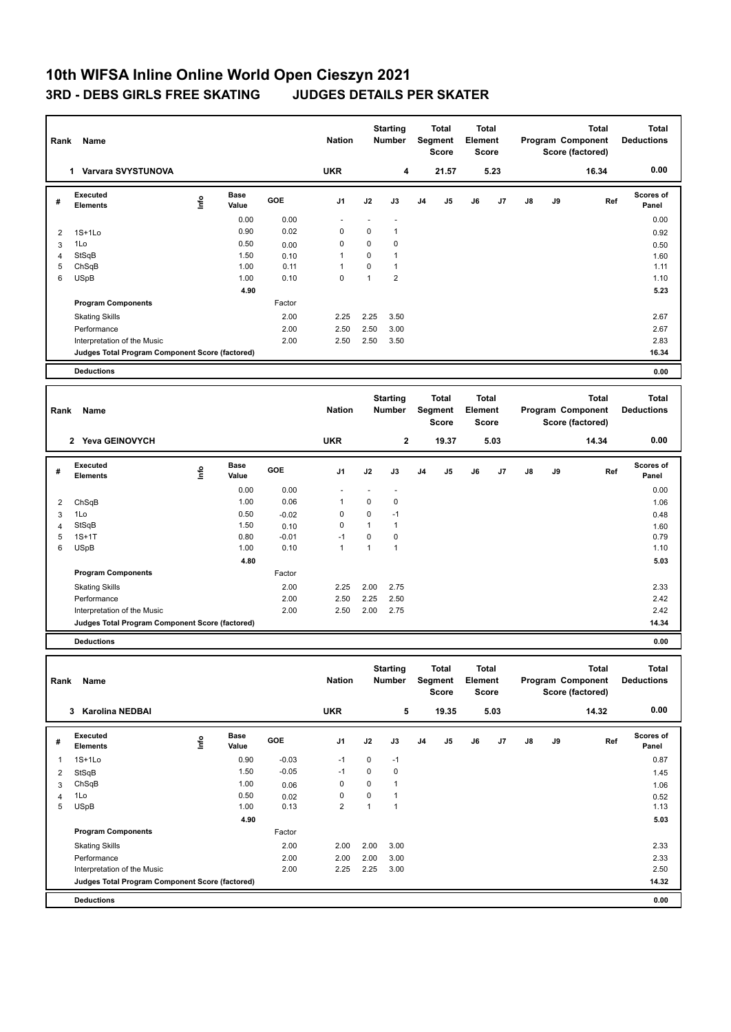# 10th WIFSA Inline Online World Open Cieszyn 2021

## 3RD - DEBS GIRLS FREE SKATING JUDGES DETAILS PER SKATER

| Rank | Name | Nation | Starting Number | Total Segment Score | Total Element Score | Total Program Component Score (factored) | Total Deductions |
|---|---|---|---|---|---|---|---|
| 1 | Varvara SVYSTUNOVA | UKR | 4 | 21.57 | 5.23 | 16.34 | 0.00 |

| # | Executed Elements | Info | Base Value | GOE | J1 | J2 | J3 | J4 | J5 | J6 | J7 | J8 | J9 | Ref | Scores of Panel |
|---|---|---|---|---|---|---|---|---|---|---|---|---|---|---|---|
| | | | 0.00 | 0.00 | - | - | - | | | | | | | | 0.00 |
| 2 | 1S+1Lo | | 0.90 | 0.02 | 0 | 0 | 1 | | | | | | | | 0.92 |
| 3 | 1Lo | | 0.50 | 0.00 | 0 | 0 | 0 | | | | | | | | 0.50 |
| 4 | StSqB | | 1.50 | 0.10 | 1 | 0 | 1 | | | | | | | | 1.60 |
| 5 | ChSqB | | 1.00 | 0.11 | 1 | 0 | 1 | | | | | | | | 1.11 |
| 6 | USpB | | 1.00 | 0.10 | 0 | 1 | 2 | | | | | | | | 1.10 |
| | | | 4.90 | | | | | | | | | | | | 5.23 |
| | **Program Components** | | | Factor | | | | | | | | | | | |
| | Skating Skills | | | 2.00 | 2.25 | 2.25 | 3.50 | | | | | | | | 2.67 |
| | Performance | | | 2.00 | 2.50 | 2.50 | 3.00 | | | | | | | | 2.67 |
| | Interpretation of the Music | | | 2.00 | 2.50 | 2.50 | 3.50 | | | | | | | | 2.83 |
| | **Judges Total Program Component Score (factored)** | | | | | | | | | | | | | | 16.34 |
| | **Deductions** | | | | | | | | | | | | | | 0.00 |

| Rank | Name | Nation | Starting Number | Total Segment Score | Total Element Score | Total Program Component Score (factored) | Total Deductions |
|---|---|---|---|---|---|---|---|
| 2 | Yeva GEINOVYCH | UKR | 2 | 19.37 | 5.03 | 14.34 | 0.00 |

| # | Executed Elements | Info | Base Value | GOE | J1 | J2 | J3 | J4 | J5 | J6 | J7 | J8 | J9 | Ref | Scores of Panel |
|---|---|---|---|---|---|---|---|---|---|---|---|---|---|---|---|
| | | | 0.00 | 0.00 | - | - | - | | | | | | | | 0.00 |
| 2 | ChSqB | | 1.00 | 0.06 | 1 | 0 | 0 | | | | | | | | 1.06 |
| 3 | 1Lo | | 0.50 | -0.02 | 0 | 0 | -1 | | | | | | | | 0.48 |
| 4 | StSqB | | 1.50 | 0.10 | 0 | 1 | 1 | | | | | | | | 1.60 |
| 5 | 1S+1T | | 0.80 | -0.01 | -1 | 0 | 0 | | | | | | | | 0.79 |
| 6 | USpB | | 1.00 | 0.10 | 1 | 1 | 1 | | | | | | | | 1.10 |
| | | | 4.80 | | | | | | | | | | | | 5.03 |
| | **Program Components** | | | Factor | | | | | | | | | | | |
| | Skating Skills | | | 2.00 | 2.25 | 2.00 | 2.75 | | | | | | | | 2.33 |
| | Performance | | | 2.00 | 2.50 | 2.25 | 2.50 | | | | | | | | 2.42 |
| | Interpretation of the Music | | | 2.00 | 2.50 | 2.00 | 2.75 | | | | | | | | 2.42 |
| | **Judges Total Program Component Score (factored)** | | | | | | | | | | | | | | 14.34 |
| | **Deductions** | | | | | | | | | | | | | | 0.00 |

| Rank | Name | Nation | Starting Number | Total Segment Score | Total Element Score | Total Program Component Score (factored) | Total Deductions |
|---|---|---|---|---|---|---|---|
| 3 | Karolina NEDBAI | UKR | 5 | 19.35 | 5.03 | 14.32 | 0.00 |

| # | Executed Elements | Info | Base Value | GOE | J1 | J2 | J3 | J4 | J5 | J6 | J7 | J8 | J9 | Ref | Scores of Panel |
|---|---|---|---|---|---|---|---|---|---|---|---|---|---|---|---|
| 1 | 1S+1Lo | | 0.90 | -0.03 | -1 | 0 | -1 | | | | | | | | 0.87 |
| 2 | StSqB | | 1.50 | -0.05 | -1 | 0 | 0 | | | | | | | | 1.45 |
| 3 | ChSqB | | 1.00 | 0.06 | 0 | 0 | 1 | | | | | | | | 1.06 |
| 4 | 1Lo | | 0.50 | 0.02 | 0 | 0 | 1 | | | | | | | | 0.52 |
| 5 | USpB | | 1.00 | 0.13 | 2 | 1 | 1 | | | | | | | | 1.13 |
| | | | 4.90 | | | | | | | | | | | | 5.03 |
| | **Program Components** | | | Factor | | | | | | | | | | | |
| | Skating Skills | | | 2.00 | 2.00 | 2.00 | 3.00 | | | | | | | | 2.33 |
| | Performance | | | 2.00 | 2.00 | 2.00 | 3.00 | | | | | | | | 2.33 |
| | Interpretation of the Music | | | 2.00 | 2.25 | 2.25 | 3.00 | | | | | | | | 2.50 |
| | **Judges Total Program Component Score (factored)** | | | | | | | | | | | | | | 14.32 |
| | **Deductions** | | | | | | | | | | | | | | 0.00 |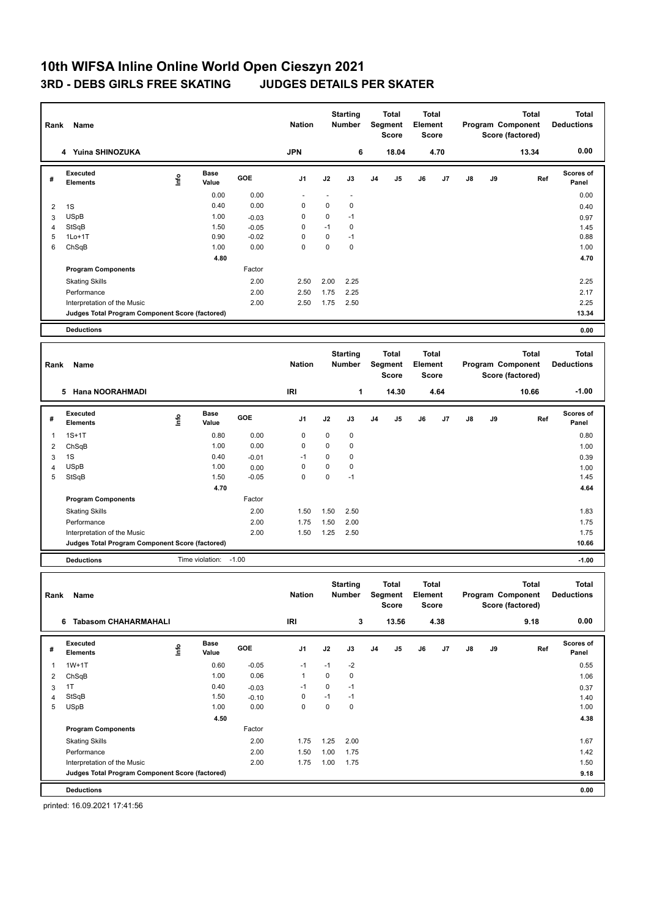# 10th WIFSA Inline Online World Open Cieszyn 2021

## 3RD - DEBS GIRLS FREE SKATING JUDGES DETAILS PER SKATER

| Rank | Name | Nation | Starting Number | Total Segment Score | Total Element Score | Total Program Component Score (factored) | Total Deductions |
|---|---|---|---|---|---|---|---|
| 4 | Yuina SHINOZUKA | JPN | 6 | 18.04 | 4.70 | 13.34 | 0.00 |

| # | Executed Elements | Info | Base Value | GOE | J1 | J2 | J3 | J4 | J5 | J6 | J7 | J8 | J9 | Ref | Scores of Panel |
|---|---|---|---|---|---|---|---|---|---|---|---|---|---|---|---|
| | | | 0.00 | 0.00 | - | - | - | | | | | | | | 0.00 |
| 2 | 1S | | 0.40 | 0.00 | 0 | 0 | 0 | | | | | | | | 0.40 |
| 3 | USpB | | 1.00 | -0.03 | 0 | 0 | -1 | | | | | | | | 0.97 |
| 4 | StSqB | | 1.50 | -0.05 | 0 | -1 | 0 | | | | | | | | 1.45 |
| 5 | 1Lo+1T | | 0.90 | -0.02 | 0 | 0 | -1 | | | | | | | | 0.88 |
| 6 | ChSqB | | 1.00 | 0.00 | 0 | 0 | 0 | | | | | | | | 1.00 |
| | | | 4.80 | | | | | | | | | | | | 4.70 |
| | **Program Components** | | | Factor | | | | | | | | | | | |
| | Skating Skills | | | 2.00 | 2.50 | 2.00 | 2.25 | | | | | | | | 2.25 |
| | Performance | | | 2.00 | 2.50 | 1.75 | 2.25 | | | | | | | | 2.17 |
| | Interpretation of the Music | | | 2.00 | 2.50 | 1.75 | 2.50 | | | | | | | | 2.25 |
| | **Judges Total Program Component Score (factored)** | | | | | | | | | | | | | | 13.34 |
| | **Deductions** | | | | | | | | | | | | | | 0.00 |

| Rank | Name | Nation | Starting Number | Total Segment Score | Total Element Score | Total Program Component Score (factored) | Total Deductions |
|---|---|---|---|---|---|---|---|
| 5 | Hana NOORAHMADI | IRI | 1 | 14.30 | 4.64 | 10.66 | -1.00 |

| # | Executed Elements | Info | Base Value | GOE | J1 | J2 | J3 | J4 | J5 | J6 | J7 | J8 | J9 | Ref | Scores of Panel |
|---|---|---|---|---|---|---|---|---|---|---|---|---|---|---|---|
| 1 | 1S+1T | | 0.80 | 0.00 | 0 | 0 | 0 | | | | | | | | 0.80 |
| 2 | ChSqB | | 1.00 | 0.00 | 0 | 0 | 0 | | | | | | | | 1.00 |
| 3 | 1S | | 0.40 | -0.01 | -1 | 0 | 0 | | | | | | | | 0.39 |
| 4 | USpB | | 1.00 | 0.00 | 0 | 0 | 0 | | | | | | | | 1.00 |
| 5 | StSqB | | 1.50 | -0.05 | 0 | 0 | -1 | | | | | | | | 1.45 |
| | | | 4.70 | | | | | | | | | | | | 4.64 |
| | **Program Components** | | | Factor | | | | | | | | | | | |
| | Skating Skills | | | 2.00 | 1.50 | 1.50 | 2.50 | | | | | | | | 1.83 |
| | Performance | | | 2.00 | 1.75 | 1.50 | 2.00 | | | | | | | | 1.75 |
| | Interpretation of the Music | | | 2.00 | 1.50 | 1.25 | 2.50 | | | | | | | | 1.75 |
| | **Judges Total Program Component Score (factored)** | | | | | | | | | | | | | | 10.66 |
| | **Deductions** | Time violation: | -1.00 | | | | | | | | | | | | -1.00 |

| Rank | Name | Nation | Starting Number | Total Segment Score | Total Element Score | Total Program Component Score (factored) | Total Deductions |
|---|---|---|---|---|---|---|---|
| 6 | Tabasom CHAHARMAHALI | IRI | 3 | 13.56 | 4.38 | 9.18 | 0.00 |

| # | Executed Elements | Info | Base Value | GOE | J1 | J2 | J3 | J4 | J5 | J6 | J7 | J8 | J9 | Ref | Scores of Panel |
|---|---|---|---|---|---|---|---|---|---|---|---|---|---|---|---|
| 1 | 1W+1T | | 0.60 | -0.05 | -1 | -1 | -2 | | | | | | | | 0.55 |
| 2 | ChSqB | | 1.00 | 0.06 | 1 | 0 | 0 | | | | | | | | 1.06 |
| 3 | 1T | | 0.40 | -0.03 | -1 | 0 | -1 | | | | | | | | 0.37 |
| 4 | StSqB | | 1.50 | -0.10 | 0 | -1 | -1 | | | | | | | | 1.40 |
| 5 | USpB | | 1.00 | 0.00 | 0 | 0 | 0 | | | | | | | | 1.00 |
| | | | 4.50 | | | | | | | | | | | | 4.38 |
| | **Program Components** | | | Factor | | | | | | | | | | | |
| | Skating Skills | | | 2.00 | 1.75 | 1.25 | 2.00 | | | | | | | | 1.67 |
| | Performance | | | 2.00 | 1.50 | 1.00 | 1.75 | | | | | | | | 1.42 |
| | Interpretation of the Music | | | 2.00 | 1.75 | 1.00 | 1.75 | | | | | | | | 1.50 |
| | **Judges Total Program Component Score (factored)** | | | | | | | | | | | | | | 9.18 |
| | **Deductions** | | | | | | | | | | | | | | 0.00 |

printed: 16.09.2021 17:41:56